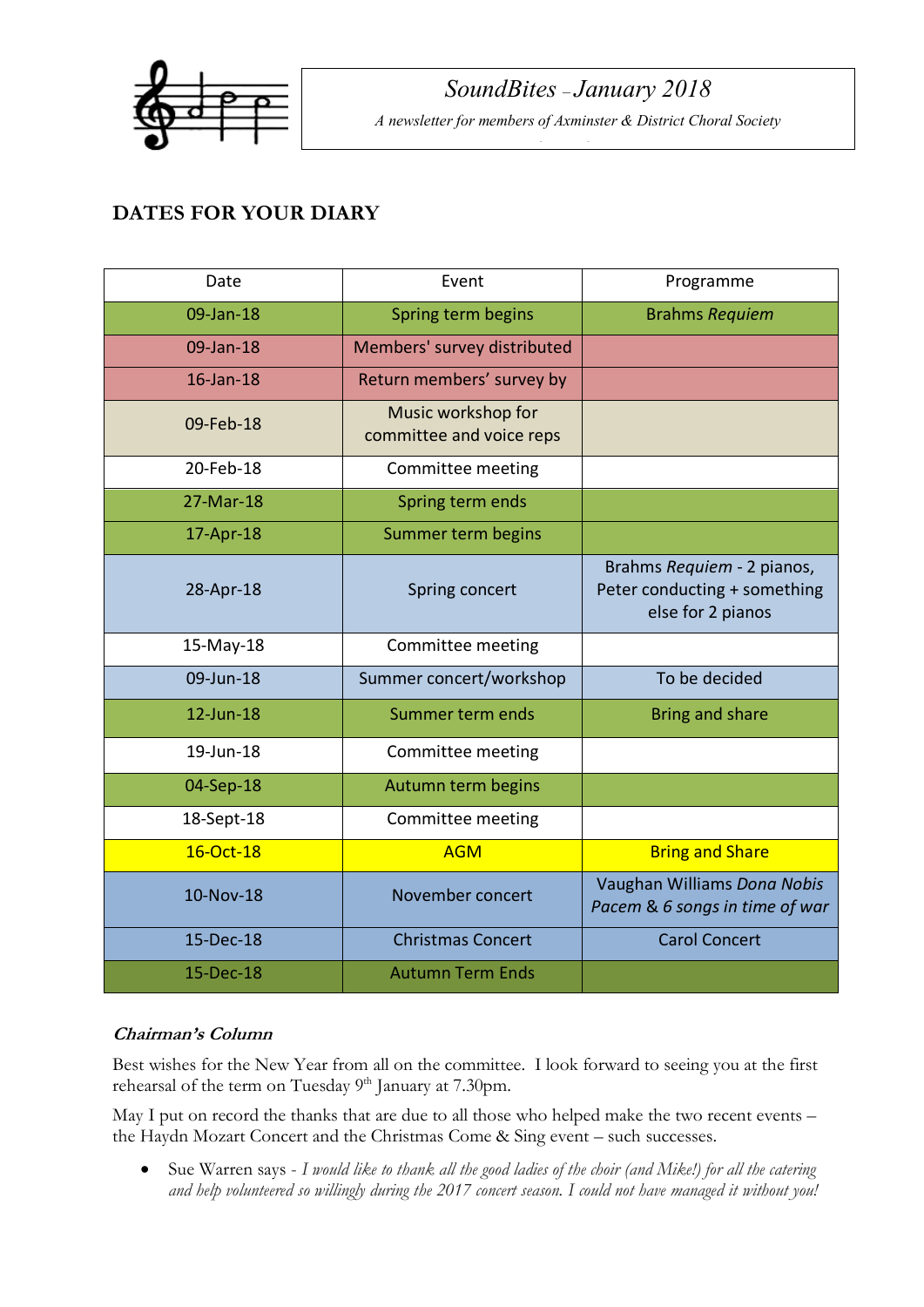*SoundBites – January 2018*

*A newsletter for members of Axminster & District Choral Society*

## DATES FOR YOUR DIARY

| Date | Event | Programme |
|---|---|---|
| 09-Jan-18 | Spring term begins | Brahms *Requiem* |
| 09-Jan-18 | Members' survey distributed | |
| 16-Jan-18 | Return members' survey by | |
| 09-Feb-18 | Music workshop for committee and voice reps | |
| 20-Feb-18 | Committee meeting | |
| 27-Mar-18 | Spring term ends | |
| 17-Apr-18 | Summer term begins | |
| 28-Apr-18 | Spring concert | Brahms *Requiem* - 2 pianos, Peter conducting + something else for 2 pianos |
| 15-May-18 | Committee meeting | |
| 09-Jun-18 | Summer concert/workshop | To be decided |
| 12-Jun-18 | Summer term ends | Bring and share |
| 19-Jun-18 | Committee meeting | |
| 04-Sep-18 | Autumn term begins | |
| 18-Sept-18 | Committee meeting | |
| 16-Oct-18 | AGM | Bring and Share |
| 10-Nov-18 | November concert | Vaughan Williams *Dona Nobis Pacem* & *6 songs in time of war* |
| 15-Dec-18 | Christmas Concert | Carol Concert |
| 15-Dec-18 | Autumn Term Ends | |

### *Chairman's Column*

Best wishes for the New Year from all on the committee. I look forward to seeing you at the first rehearsal of the term on Tuesday 9th January at 7.30pm.

May I put on record the thanks that are due to all those who helped make the two recent events – the Haydn Mozart Concert and the Christmas Come & Sing event – such successes.

- Sue Warren says - *I would like to thank all the good ladies of the choir (and Mike!) for all the catering and help volunteered so willingly during the 2017 concert season. I could not have managed it without you!*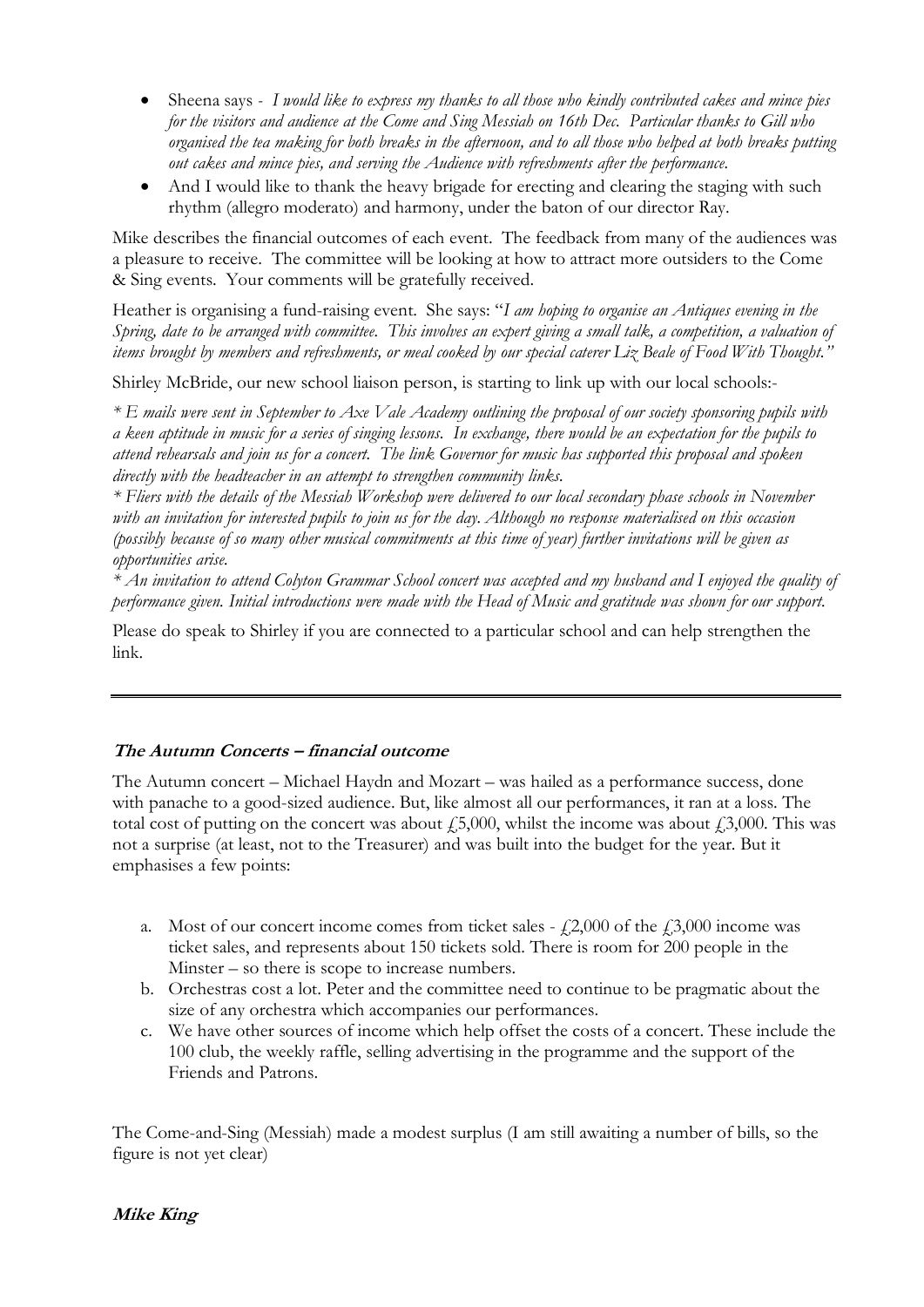- Sheena says - *I would like to express my thanks to all those who kindly contributed cakes and mince pies for the visitors and audience at the Come and Sing Messiah on 16th Dec. Particular thanks to Gill who organised the tea making for both breaks in the afternoon, and to all those who helped at both breaks putting out cakes and mince pies, and serving the Audience with refreshments after the performance.*
- And I would like to thank the heavy brigade for erecting and clearing the staging with such rhythm (allegro moderato) and harmony, under the baton of our director Ray.

Mike describes the financial outcomes of each event. The feedback from many of the audiences was a pleasure to receive. The committee will be looking at how to attract more outsiders to the Come & Sing events. Your comments will be gratefully received.

Heather is organising a fund-raising event. She says: "*I am hoping to organise an Antiques evening in the Spring, date to be arranged with committee. This involves an expert giving a small talk, a competition, a valuation of items brought by members and refreshments, or meal cooked by our special caterer Liz Beale of Food With Thought.*"

Shirley McBride, our new school liaison person, is starting to link up with our local schools:-

*\* E mails were sent in September to Axe Vale Academy outlining the proposal of our society sponsoring pupils with a keen aptitude in music for a series of singing lessons. In exchange, there would be an expectation for the pupils to attend rehearsals and join us for a concert. The link Governor for music has supported this proposal and spoken directly with the headteacher in an attempt to strengthen community links.*

*\* Fliers with the details of the Messiah Workshop were delivered to our local secondary phase schools in November with an invitation for interested pupils to join us for the day. Although no response materialised on this occasion (possibly because of so many other musical commitments at this time of year) further invitations will be given as opportunities arise.*

*\* An invitation to attend Colyton Grammar School concert was accepted and my husband and I enjoyed the quality of performance given. Initial introductions were made with the Head of Music and gratitude was shown for our support.*

Please do speak to Shirley if you are connected to a particular school and can help strengthen the link.

---

### ***The Autumn Concerts – financial outcome***

The Autumn concert – Michael Haydn and Mozart – was hailed as a performance success, done with panache to a good-sized audience. But, like almost all our performances, it ran at a loss. The total cost of putting on the concert was about £5,000, whilst the income was about £3,000. This was not a surprise (at least, not to the Treasurer) and was built into the budget for the year. But it emphasises a few points:

a. Most of our concert income comes from ticket sales - £2,000 of the £3,000 income was ticket sales, and represents about 150 tickets sold. There is room for 200 people in the Minster – so there is scope to increase numbers.
b. Orchestras cost a lot. Peter and the committee need to continue to be pragmatic about the size of any orchestra which accompanies our performances.
c. We have other sources of income which help offset the costs of a concert. These include the 100 club, the weekly raffle, selling advertising in the programme and the support of the Friends and Patrons.

The Come-and-Sing (Messiah) made a modest surplus (I am still awaiting a number of bills, so the figure is not yet clear)

***Mike King***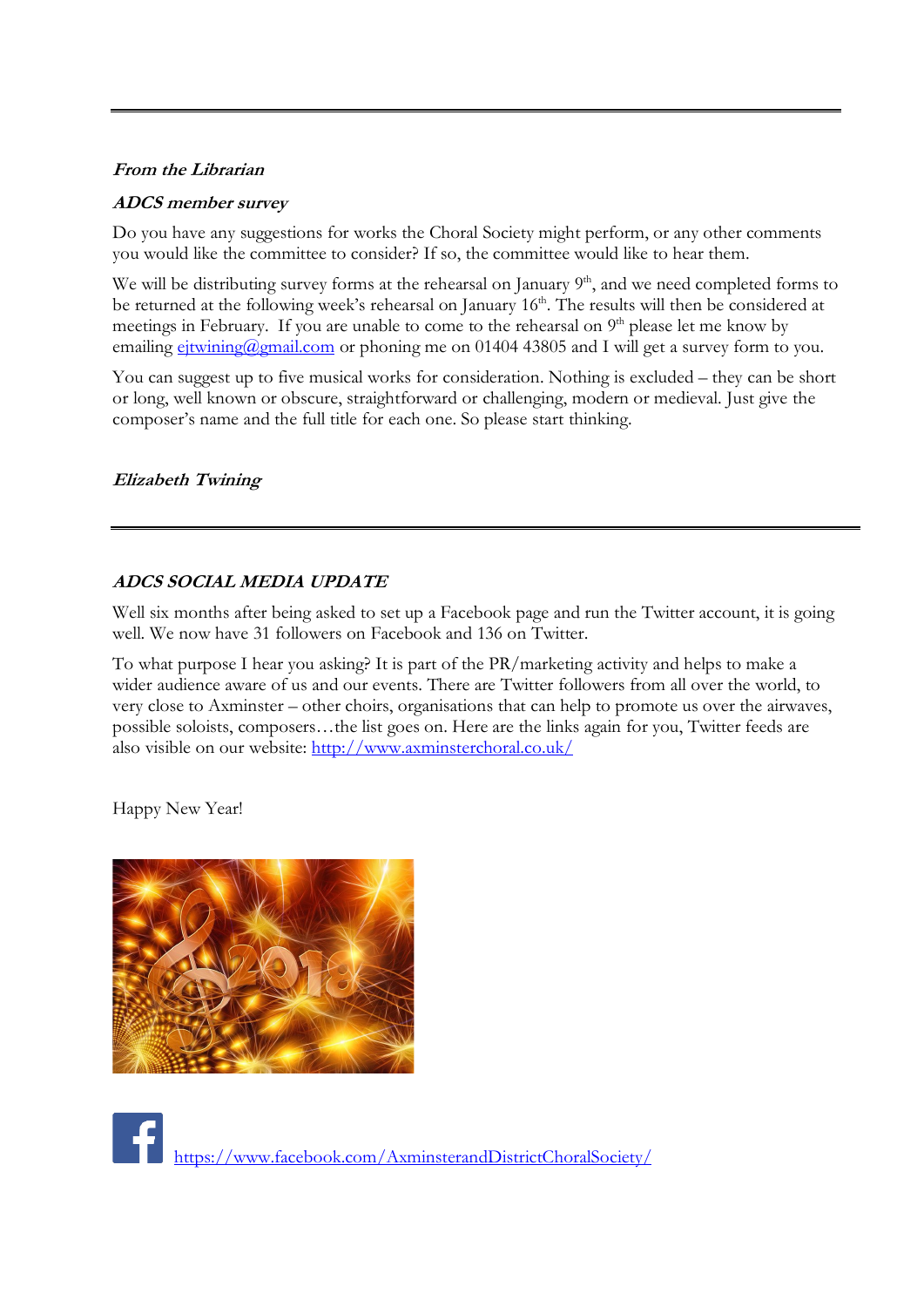---

***From the Librarian***

***ADCS member survey***

Do you have any suggestions for works the Choral Society might perform, or any other comments you would like the committee to consider? If so, the committee would like to hear them.

We will be distributing survey forms at the rehearsal on January 9th, and we need completed forms to be returned at the following week's rehearsal on January 16th. The results will then be considered at meetings in February. If you are unable to come to the rehearsal on 9th please let me know by emailing ejtwining@gmail.com or phoning me on 01404 43805 and I will get a survey form to you.

You can suggest up to five musical works for consideration. Nothing is excluded – they can be short or long, well known or obscure, straightforward or challenging, modern or medieval. Just give the composer's name and the full title for each one. So please start thinking.

***Elizabeth Twining***

---

***ADCS SOCIAL MEDIA UPDATE***

Well six months after being asked to set up a Facebook page and run the Twitter account, it is going well. We now have 31 followers on Facebook and 136 on Twitter.

To what purpose I hear you asking? It is part of the PR/marketing activity and helps to make a wider audience aware of us and our events. There are Twitter followers from all over the world, to very close to Axminster – other choirs, organisations that can help to promote us over the airwaves, possible soloists, composers…the list goes on. Here are the links again for you, Twitter feeds are also visible on our website: http://www.axminsterchoral.co.uk/

Happy New Year!

https://www.facebook.com/AxminsterandDistrictChoralSociety/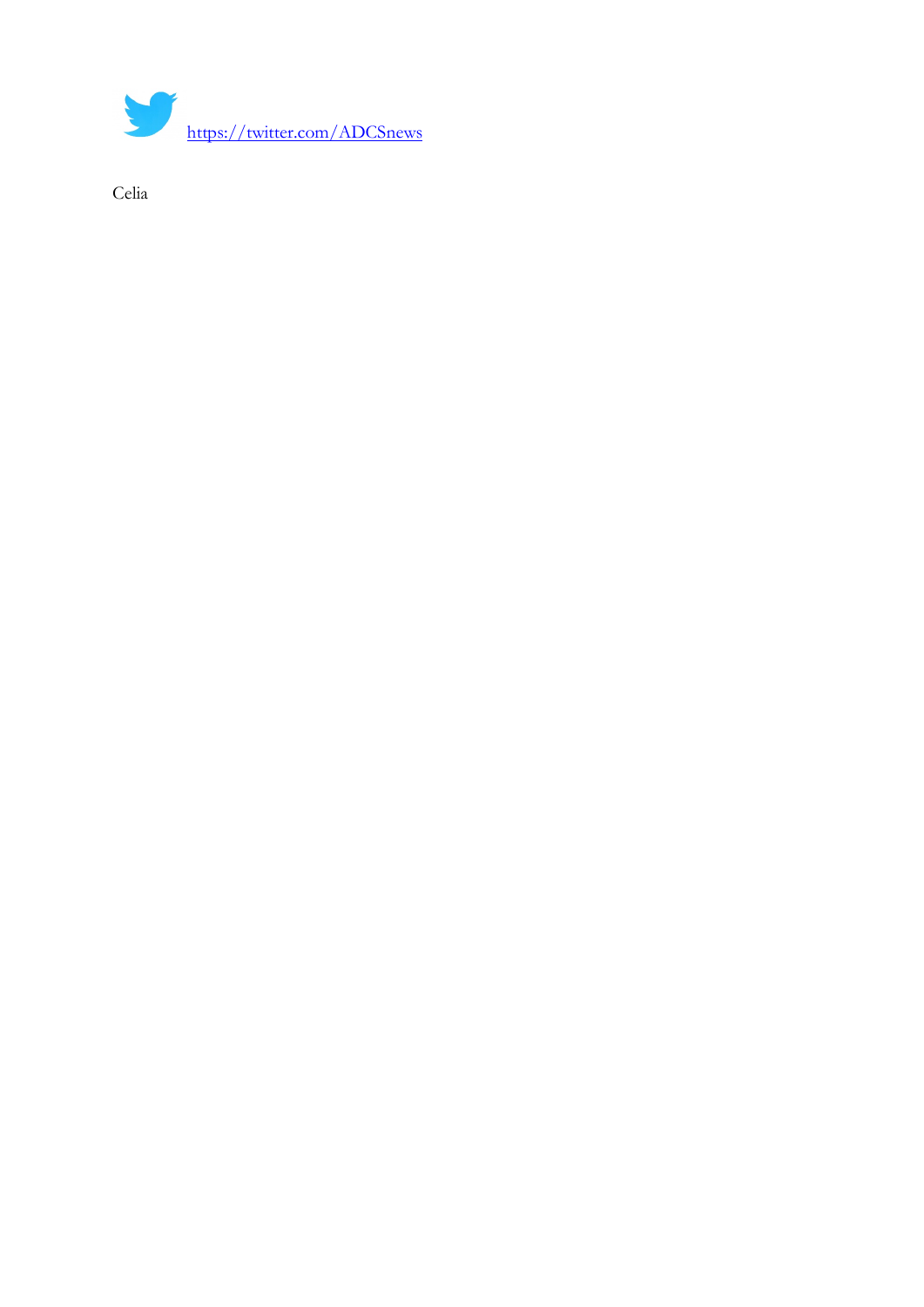https://twitter.com/ADCSnews

Celia